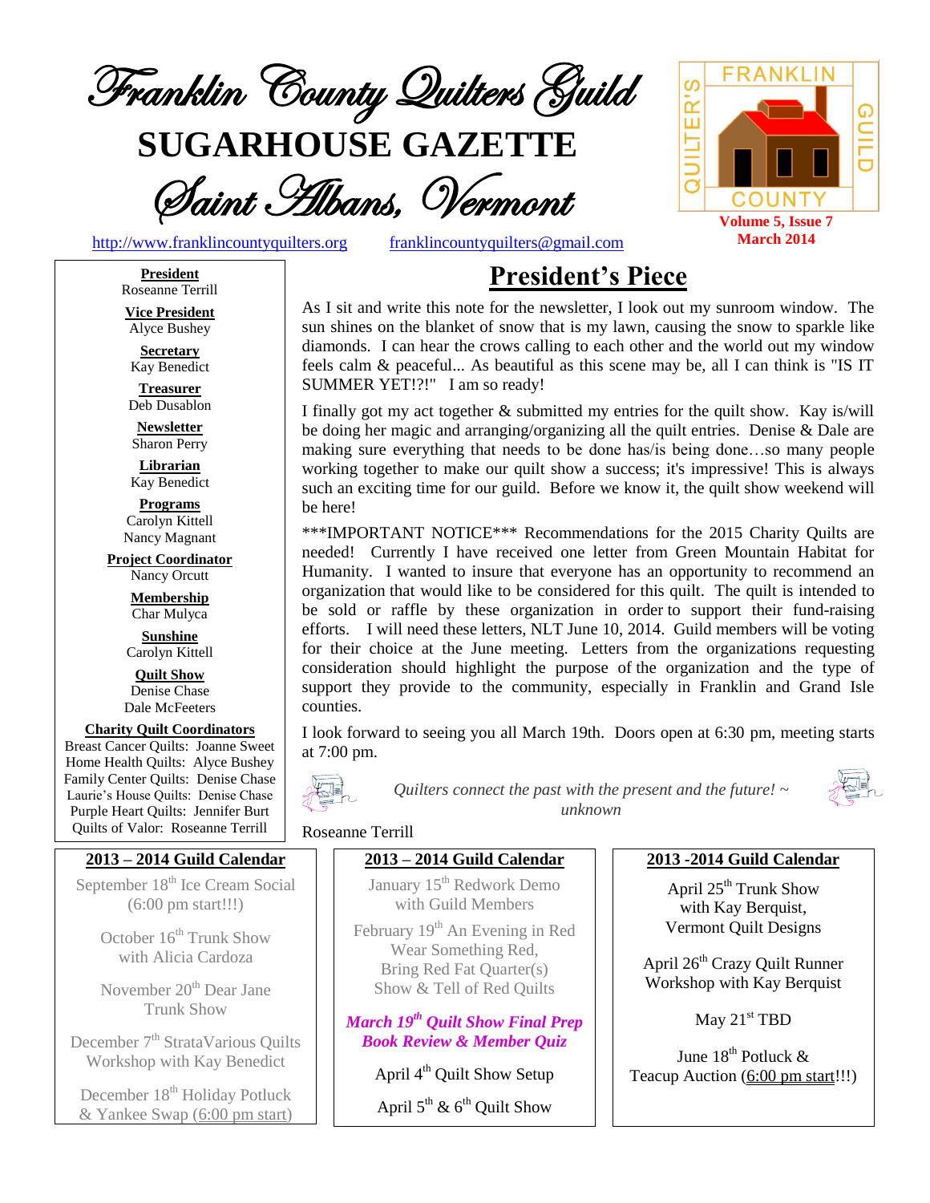# Franklin County Quilters Guild

## SUGARHOUSE GAZETTE

### Saint Albans, Vermont

http://www.franklincountyquilters.org franklincountyquilters@gmail.com

Volume 5, Issue 7
March 2014

**President**
Roseanne Terrill

**Vice President**
Alyce Bushey

**Secretary**
Kay Benedict

**Treasurer**
Deb Dusablon

**Newsletter**
Sharon Perry

**Librarian**
Kay Benedict

**Programs**
Carolyn Kittell
Nancy Magnant

**Project Coordinator**
Nancy Orcutt

**Membership**
Char Mulyca

**Sunshine**
Carolyn Kittell

**Quilt Show**
Denise Chase
Dale McFeeters

**Charity Quilt Coordinators**
Breast Cancer Quilts: Joanne Sweet
Home Health Quilts: Alyce Bushey
Family Center Quilts: Denise Chase
Laurie's House Quilts: Denise Chase
Purple Heart Quilts: Jennifer Burt
Quilts of Valor: Roseanne Terrill

## President's Piece

As I sit and write this note for the newsletter, I look out my sunroom window. The sun shines on the blanket of snow that is my lawn, causing the snow to sparkle like diamonds. I can hear the crows calling to each other and the world out my window feels calm & peaceful... As beautiful as this scene may be, all I can think is "IS IT SUMMER YET!?!" I am so ready!

I finally got my act together & submitted my entries for the quilt show. Kay is/will be doing her magic and arranging/organizing all the quilt entries. Denise & Dale are making sure everything that needs to be done has/is being done…so many people working together to make our quilt show a success; it's impressive! This is always such an exciting time for our guild. Before we know it, the quilt show weekend will be here!

***IMPORTANT NOTICE*** Recommendations for the 2015 Charity Quilts are needed! Currently I have received one letter from Green Mountain Habitat for Humanity. I wanted to insure that everyone has an opportunity to recommend an organization that would like to be considered for this quilt. The quilt is intended to be sold or raffle by these organization in order to support their fund-raising efforts. I will need these letters, NLT June 10, 2014. Guild members will be voting for their choice at the June meeting. Letters from the organizations requesting consideration should highlight the purpose of the organization and the type of support they provide to the community, especially in Franklin and Grand Isle counties.

I look forward to seeing you all March 19th. Doors open at 6:30 pm, meeting starts at 7:00 pm.

*Quilters connect the past with the present and the future! ~ unknown*

Roseanne Terrill

### 2013 – 2014 Guild Calendar

September 18th Ice Cream Social (6:00 pm start!!!)

October 16th Trunk Show with Alicia Cardoza

November 20th Dear Jane Trunk Show

December 7th StrataVarious Quilts Workshop with Kay Benedict

December 18th Holiday Potluck & Yankee Swap (6:00 pm start)

January 15th Redwork Demo with Guild Members

February 19th An Evening in Red
Wear Something Red,
Bring Red Fat Quarter(s)
Show & Tell of Red Quilts

***March 19th Quilt Show Final Prep***
***Book Review & Member Quiz***

April 4th Quilt Show Setup

April 5th & 6th Quilt Show

April 25th Trunk Show with Kay Berquist, Vermont Quilt Designs

April 26th Crazy Quilt Runner Workshop with Kay Berquist

May 21st TBD

June 18th Potluck & Teacup Auction (6:00 pm start!!!)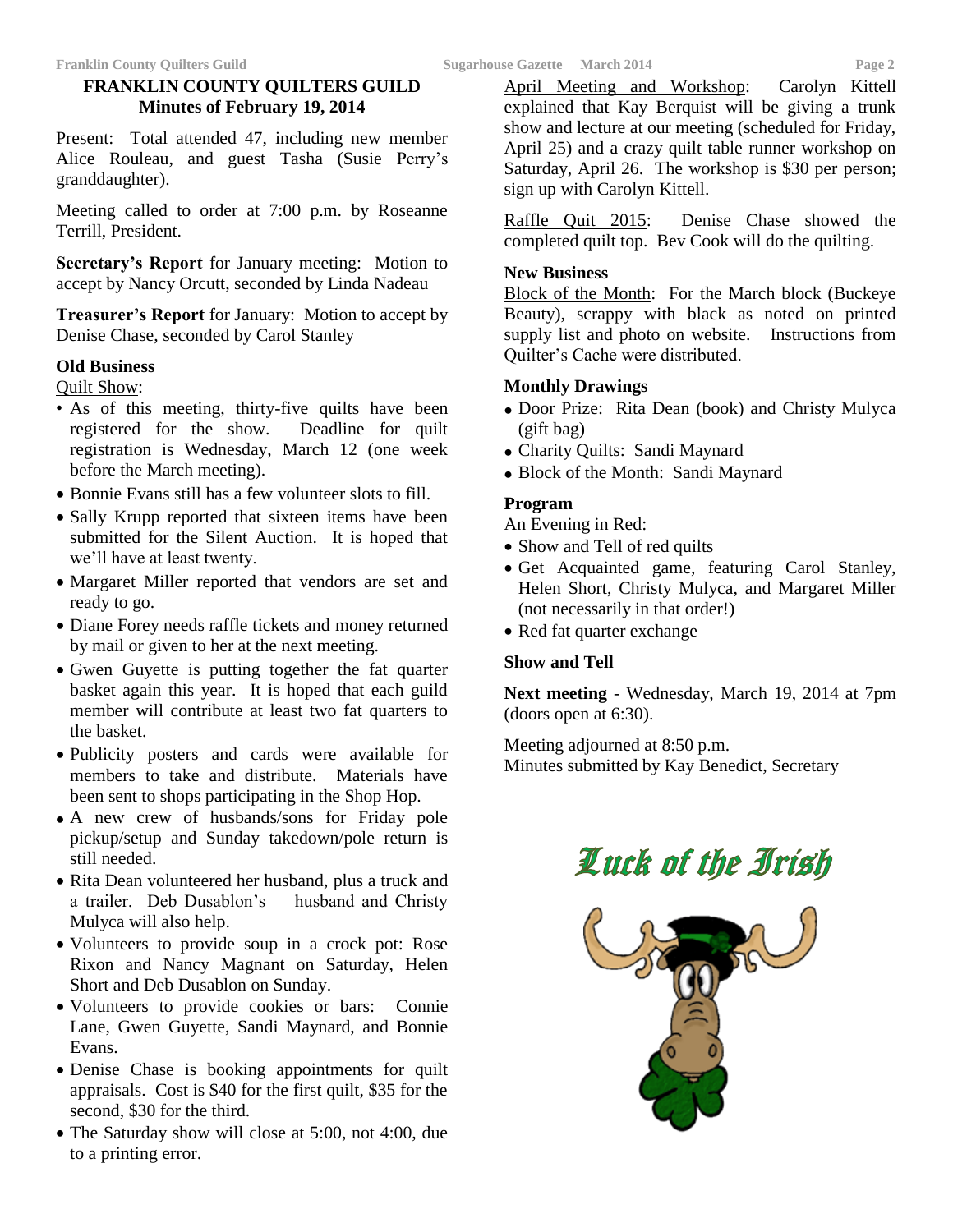# FRANKLIN COUNTY QUILTERS GUILD
## Minutes of February 19, 2014

Present: Total attended 47, including new member Alice Rouleau, and guest Tasha (Susie Perry's granddaughter).

Meeting called to order at 7:00 p.m. by Roseanne Terrill, President.

**Secretary's Report** for January meeting: Motion to accept by Nancy Orcutt, seconded by Linda Nadeau

**Treasurer's Report** for January: Motion to accept by Denise Chase, seconded by Carol Stanley

### Old Business

Quilt Show:

- As of this meeting, thirty-five quilts have been registered for the show. Deadline for quilt registration is Wednesday, March 12 (one week before the March meeting).
- Bonnie Evans still has a few volunteer slots to fill.
- Sally Krupp reported that sixteen items have been submitted for the Silent Auction. It is hoped that we'll have at least twenty.
- Margaret Miller reported that vendors are set and ready to go.
- Diane Forey needs raffle tickets and money returned by mail or given to her at the next meeting.
- Gwen Guyette is putting together the fat quarter basket again this year. It is hoped that each guild member will contribute at least two fat quarters to the basket.
- Publicity posters and cards were available for members to take and distribute. Materials have been sent to shops participating in the Shop Hop.
- A new crew of husbands/sons for Friday pole pickup/setup and Sunday takedown/pole return is still needed.
- Rita Dean volunteered her husband, plus a truck and a trailer. Deb Dusablon's husband and Christy Mulyca will also help.
- Volunteers to provide soup in a crock pot: Rose Rixon and Nancy Magnant on Saturday, Helen Short and Deb Dusablon on Sunday.
- Volunteers to provide cookies or bars: Connie Lane, Gwen Guyette, Sandi Maynard, and Bonnie Evans.
- Denise Chase is booking appointments for quilt appraisals. Cost is $40 for the first quilt, $35 for the second, $30 for the third.
- The Saturday show will close at 5:00, not 4:00, due to a printing error.

April Meeting and Workshop: Carolyn Kittell explained that Kay Berquist will be giving a trunk show and lecture at our meeting (scheduled for Friday, April 25) and a crazy quilt table runner workshop on Saturday, April 26. The workshop is $30 per person; sign up with Carolyn Kittell.

Raffle Quit 2015: Denise Chase showed the completed quilt top. Bev Cook will do the quilting.

### New Business

Block of the Month: For the March block (Buckeye Beauty), scrappy with black as noted on printed supply list and photo on website. Instructions from Quilter's Cache were distributed.

### Monthly Drawings

- Door Prize: Rita Dean (book) and Christy Mulyca (gift bag)
- Charity Quilts: Sandi Maynard
- Block of the Month: Sandi Maynard

### Program

An Evening in Red:

- Show and Tell of red quilts
- Get Acquainted game, featuring Carol Stanley, Helen Short, Christy Mulyca, and Margaret Miller (not necessarily in that order!)
- Red fat quarter exchange

### Show and Tell

**Next meeting** - Wednesday, March 19, 2014 at 7pm (doors open at 6:30).

Meeting adjourned at 8:50 p.m.
Minutes submitted by Kay Benedict, Secretary

Luck of the Irish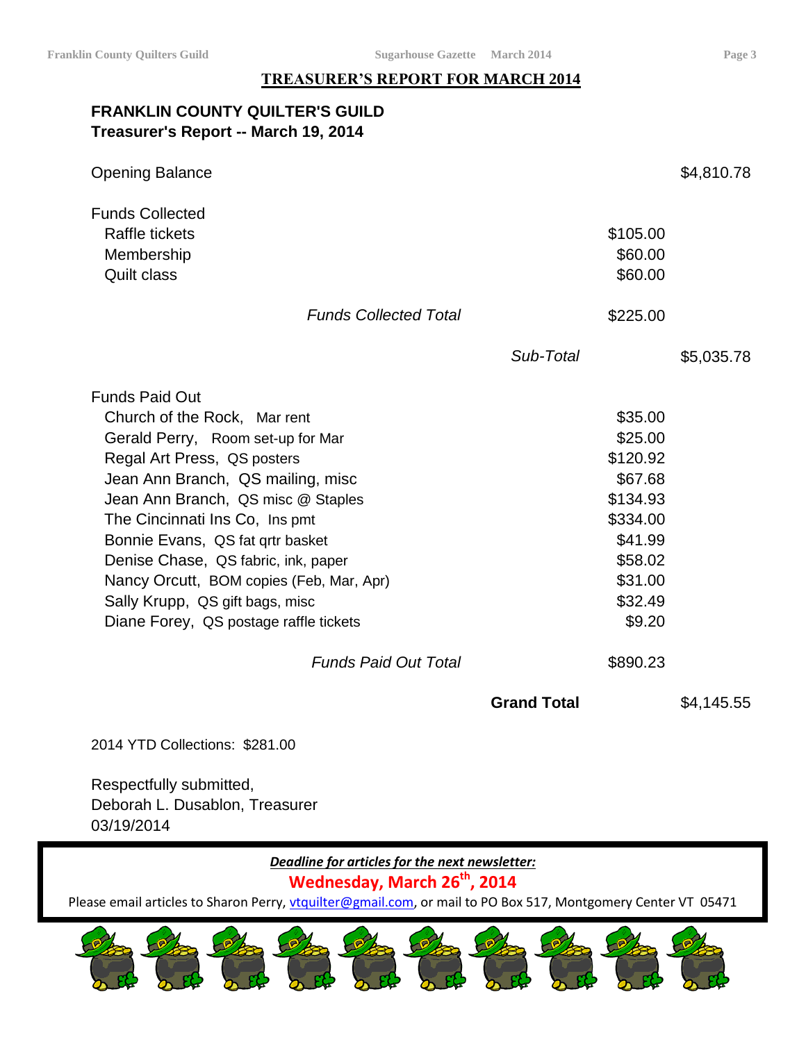# TREASURER'S REPORT FOR MARCH 2014

## FRANKLIN COUNTY QUILTER'S GUILD
**Treasurer's Report -- March 19, 2014**

| | | | |
|---|---|---|---|
| Opening Balance | | | $4,810.78 |
| | | | |
| Funds Collected | | | |
| Raffle tickets | | $105.00 | |
| Membership | | $60.00 | |
| Quilt class | | $60.00 | |
| | *Funds Collected Total* | $225.00 | |
| | *Sub-Total* | | $5,035.78 |
| | | | |
| Funds Paid Out | | | |
| Church of the Rock, Mar rent | | $35.00 | |
| Gerald Perry, Room set-up for Mar | | $25.00 | |
| Regal Art Press, QS posters | | $120.92 | |
| Jean Ann Branch, QS mailing, misc | | $67.68 | |
| Jean Ann Branch, QS misc @ Staples | | $134.93 | |
| The Cincinnati Ins Co, Ins pmt | | $334.00 | |
| Bonnie Evans, QS fat qrtr basket | | $41.99 | |
| Denise Chase, QS fabric, ink, paper | | $58.02 | |
| Nancy Orcutt, BOM copies (Feb, Mar, Apr) | | $31.00 | |
| Sally Krupp, QS gift bags, misc | | $32.49 | |
| Diane Forey, QS postage raffle tickets | | $9.20 | |
| | *Funds Paid Out Total* | $890.23 | |
| | **Grand Total** | | $4,145.55 |

2014 YTD Collections: $281.00

Respectfully submitted,
Deborah L. Dusablon, Treasurer
03/19/2014

***Deadline for articles for the next newsletter:***

**Wednesday, March 26th, 2014**

Please email articles to Sharon Perry, vtquilter@gmail.com, or mail to PO Box 517, Montgomery Center VT 05471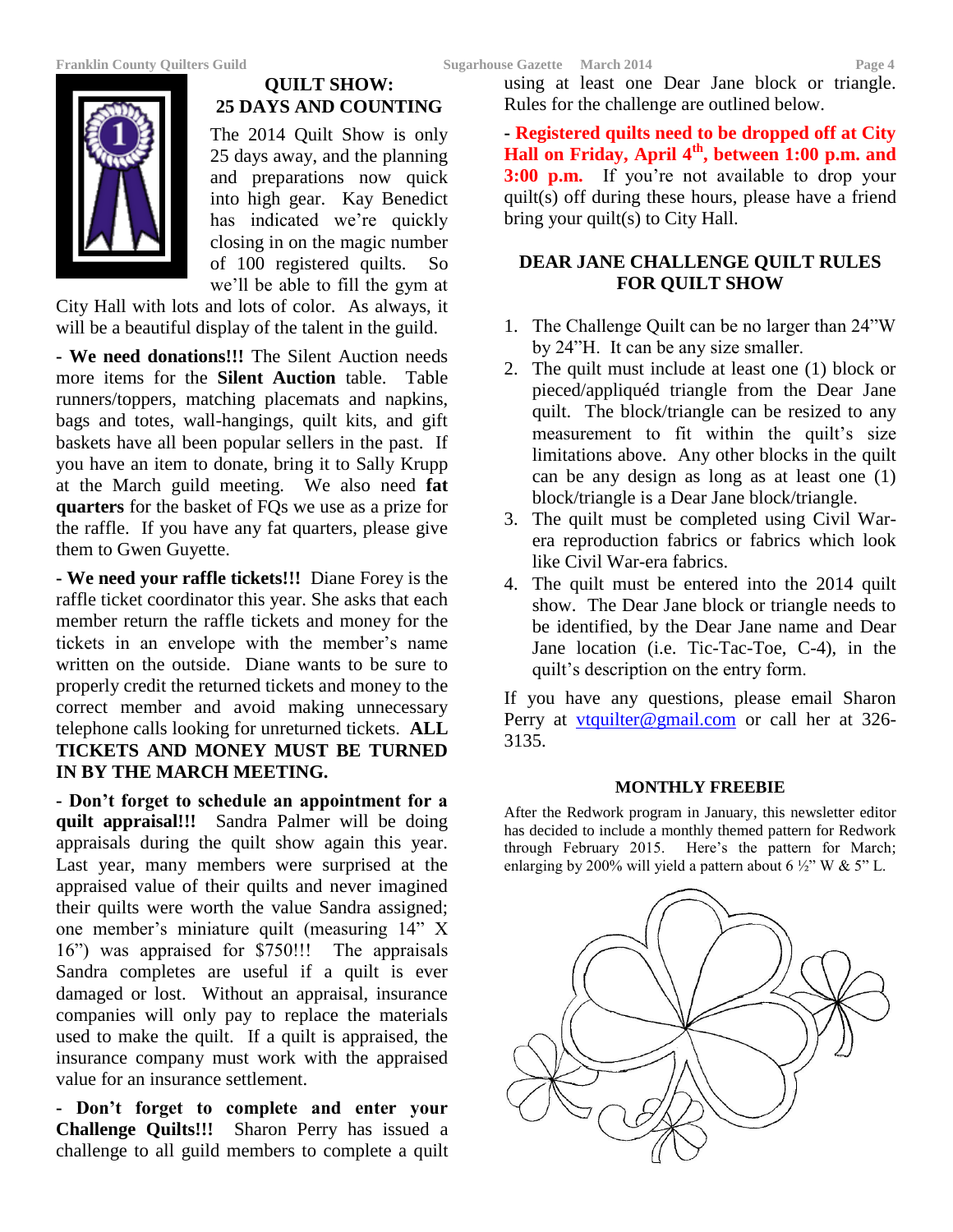## QUILT SHOW: 25 DAYS AND COUNTING

The 2014 Quilt Show is only 25 days away, and the planning and preparations now quick into high gear. Kay Benedict has indicated we're quickly closing in on the magic number of 100 registered quilts. So we'll be able to fill the gym at City Hall with lots and lots of color. As always, it will be a beautiful display of the talent in the guild.

**- We need donations!!!** The Silent Auction needs more items for the **Silent Auction** table. Table runners/toppers, matching placemats and napkins, bags and totes, wall-hangings, quilt kits, and gift baskets have all been popular sellers in the past. If you have an item to donate, bring it to Sally Krupp at the March guild meeting. We also need **fat quarters** for the basket of FQs we use as a prize for the raffle. If you have any fat quarters, please give them to Gwen Guyette.

**- We need your raffle tickets!!!** Diane Forey is the raffle ticket coordinator this year. She asks that each member return the raffle tickets and money for the tickets in an envelope with the member's name written on the outside. Diane wants to be sure to properly credit the returned tickets and money to the correct member and avoid making unnecessary telephone calls looking for unreturned tickets. **ALL TICKETS AND MONEY MUST BE TURNED IN BY THE MARCH MEETING.**

**- Don't forget to schedule an appointment for a quilt appraisal!!!** Sandra Palmer will be doing appraisals during the quilt show again this year. Last year, many members were surprised at the appraised value of their quilts and never imagined their quilts were worth the value Sandra assigned; one member's miniature quilt (measuring 14" X 16") was appraised for $750!!! The appraisals Sandra completes are useful if a quilt is ever damaged or lost. Without an appraisal, insurance companies will only pay to replace the materials used to make the quilt. If a quilt is appraised, the insurance company must work with the appraised value for an insurance settlement.

**- Don't forget to complete and enter your Challenge Quilts!!!** Sharon Perry has issued a challenge to all guild members to complete a quilt using at least one Dear Jane block or triangle. Rules for the challenge are outlined below.

**- Registered quilts need to be dropped off at City Hall on Friday, April 4th, between 1:00 p.m. and 3:00 p.m.** If you're not available to drop your quilt(s) off during these hours, please have a friend bring your quilt(s) to City Hall.

## DEAR JANE CHALLENGE QUILT RULES FOR QUILT SHOW

1. The Challenge Quilt can be no larger than 24"W by 24"H. It can be any size smaller.
2. The quilt must include at least one (1) block or pieced/appliquéd triangle from the Dear Jane quilt. The block/triangle can be resized to any measurement to fit within the quilt's size limitations above. Any other blocks in the quilt can be any design as long as at least one (1) block/triangle is a Dear Jane block/triangle.
3. The quilt must be completed using Civil War-era reproduction fabrics or fabrics which look like Civil War-era fabrics.
4. The quilt must be entered into the 2014 quilt show. The Dear Jane block or triangle needs to be identified, by the Dear Jane name and Dear Jane location (i.e. Tic-Tac-Toe, C-4), in the quilt's description on the entry form.

If you have any questions, please email Sharon Perry at vtquilter@gmail.com or call her at 326-3135.

### MONTHLY FREEBIE

After the Redwork program in January, this newsletter editor has decided to include a monthly themed pattern for Redwork through February 2015. Here's the pattern for March; enlarging by 200% will yield a pattern about 6 ½" W & 5" L.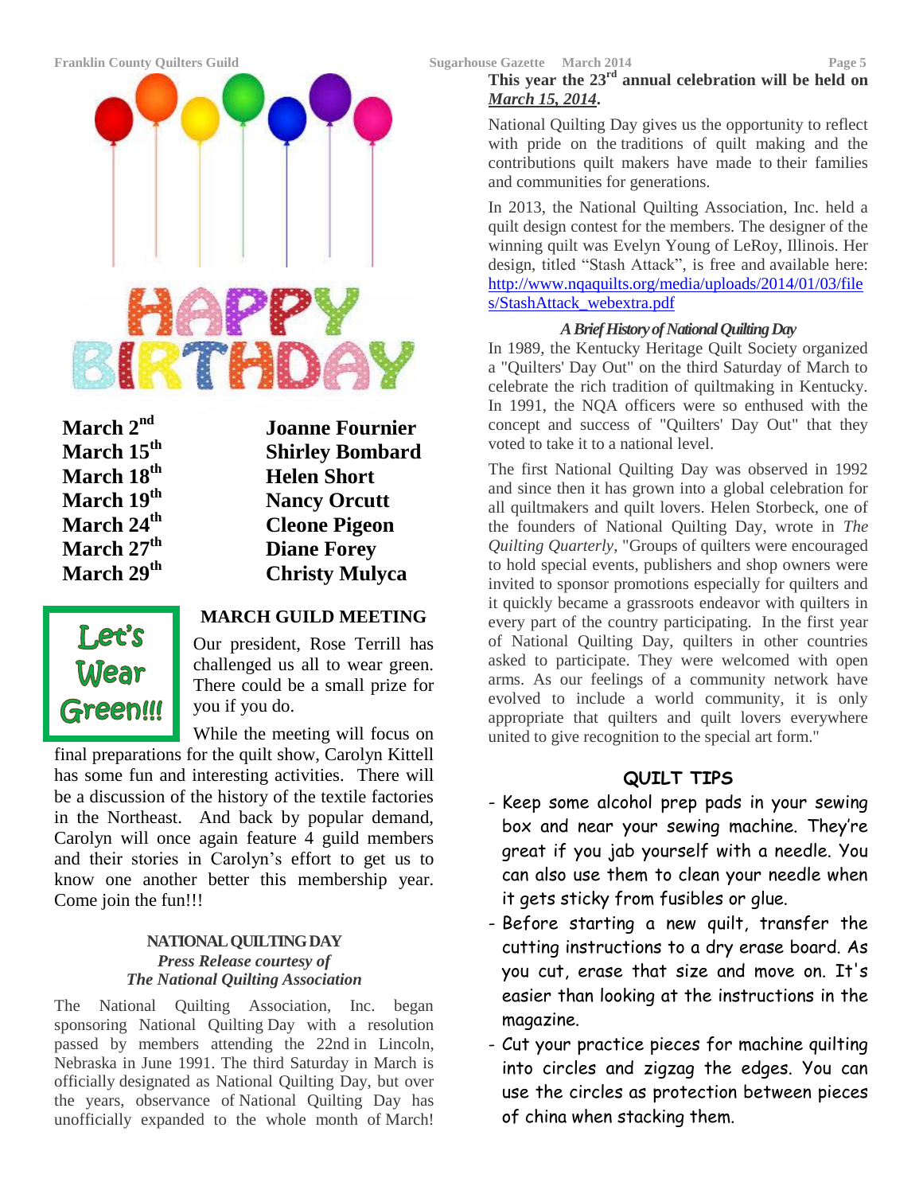HAPPY BIRTHDAY

| | |
|---|---|
| **March 2nd** | **Joanne Fournier** |
| **March 15th** | **Shirley Bombard** |
| **March 18th** | **Helen Short** |
| **March 19th** | **Nancy Orcutt** |
| **March 24th** | **Cleone Pigeon** |
| **March 27th** | **Diane Forey** |
| **March 29th** | **Christy Mulyca** |

Let's Wear Green!!!

## MARCH GUILD MEETING

Our president, Rose Terrill has challenged us all to wear green. There could be a small prize for you if you do.

While the meeting will focus on final preparations for the quilt show, Carolyn Kittell has some fun and interesting activities. There will be a discussion of the history of the textile factories in the Northeast. And back by popular demand, Carolyn will once again feature 4 guild members and their stories in Carolyn's effort to get us to know one another better this membership year. Come join the fun!!!

## NATIONAL QUILTING DAY

***Press Release courtesy of***
***The National Quilting Association***

The National Quilting Association, Inc. began sponsoring National Quilting Day with a resolution passed by members attending the 22nd in Lincoln, Nebraska in June 1991. The third Saturday in March is officially designated as National Quilting Day, but over the years, observance of National Quilting Day has unofficially expanded to the whole month of March! **This year the 23rd annual celebration will be held on *March 15, 2014*.**

National Quilting Day gives us the opportunity to reflect with pride on the traditions of quilt making and the contributions quilt makers have made to their families and communities for generations.

In 2013, the National Quilting Association, Inc. held a quilt design contest for the members. The designer of the winning quilt was Evelyn Young of LeRoy, Illinois. Her design, titled "Stash Attack", is free and available here: http://www.nqaquilts.org/media/uploads/2014/01/03/files/StashAttack_webextra.pdf

### *A Brief History of National Quilting Day*

In 1989, the Kentucky Heritage Quilt Society organized a "Quilters' Day Out" on the third Saturday of March to celebrate the rich tradition of quiltmaking in Kentucky. In 1991, the NQA officers were so enthused with the concept and success of "Quilters' Day Out" that they voted to take it to a national level.

The first National Quilting Day was observed in 1992 and since then it has grown into a global celebration for all quiltmakers and quilt lovers. Helen Storbeck, one of the founders of National Quilting Day, wrote in *The Quilting Quarterly*, "Groups of quilters were encouraged to hold special events, publishers and shop owners were invited to sponsor promotions especially for quilters and it quickly became a grassroots endeavor with quilters in every part of the country participating. In the first year of National Quilting Day, quilters in other countries asked to participate. They were welcomed with open arms. As our feelings of a community network have evolved to include a world community, it is only appropriate that quilters and quilt lovers everywhere united to give recognition to the special art form."

## QUILT TIPS

- Keep some alcohol prep pads in your sewing box and near your sewing machine. They're great if you jab yourself with a needle. You can also use them to clean your needle when it gets sticky from fusibles or glue.
- Before starting a new quilt, transfer the cutting instructions to a dry erase board. As you cut, erase that size and move on. It's easier than looking at the instructions in the magazine.
- Cut your practice pieces for machine quilting into circles and zigzag the edges. You can use the circles as protection between pieces of china when stacking them.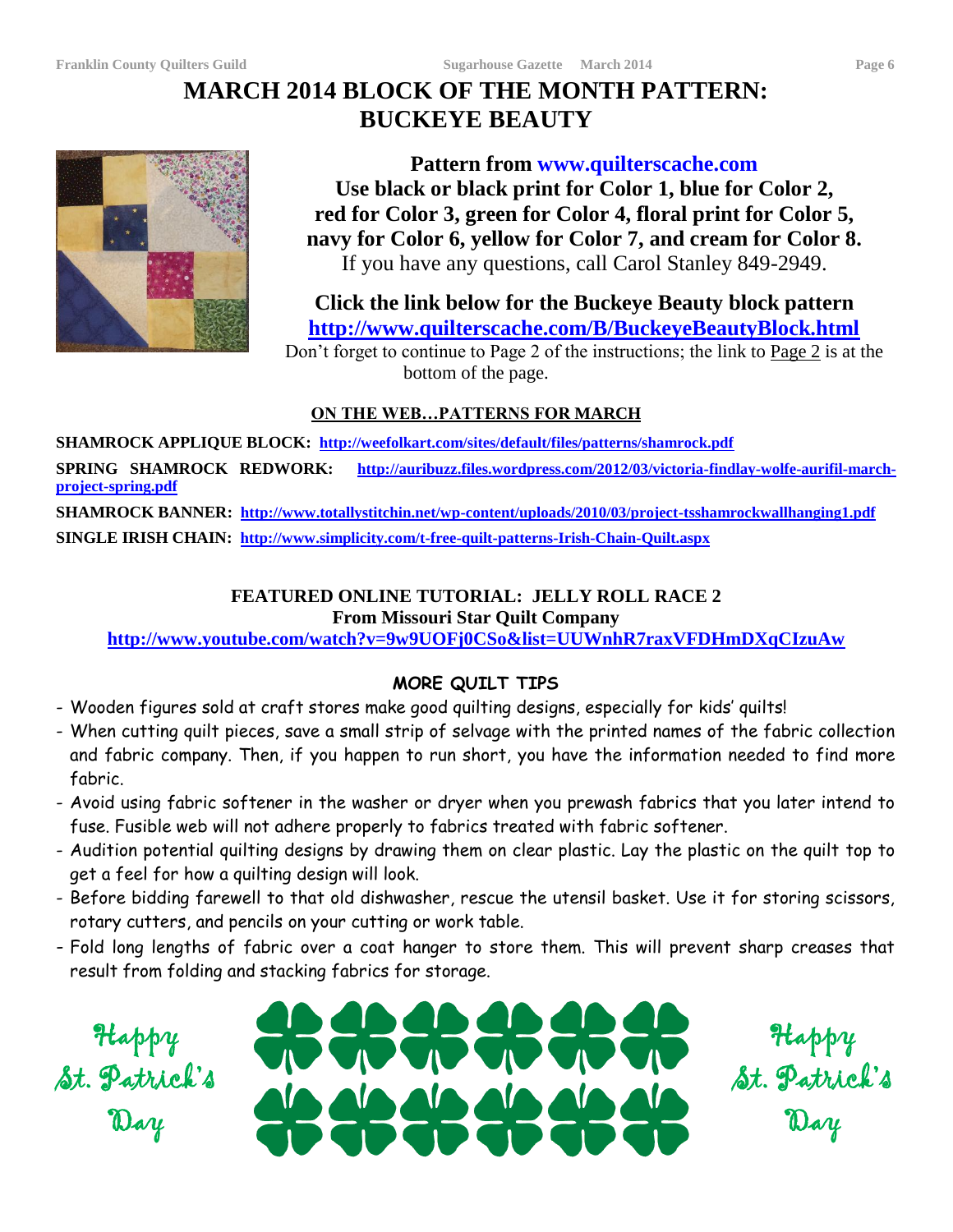# MARCH 2014 BLOCK OF THE MONTH PATTERN: BUCKEYE BEAUTY

**Pattern from www.quilterscache.com**
**Use black or black print for Color 1, blue for Color 2, red for Color 3, green for Color 4, floral print for Color 5, navy for Color 6, yellow for Color 7, and cream for Color 8.**
If you have any questions, call Carol Stanley 849-2949.

**Click the link below for the Buckeye Beauty block pattern**
**http://www.quilterscache.com/B/BuckeyeBeautyBlock.html**
Don't forget to continue to Page 2 of the instructions; the link to Page 2 is at the bottom of the page.

## ON THE WEB…PATTERNS FOR MARCH

**SHAMROCK APPLIQUE BLOCK:** http://weefolkart.com/sites/default/files/patterns/shamrock.pdf

**SPRING SHAMROCK REDWORK:** http://auribuzz.files.wordpress.com/2012/03/victoria-findlay-wolfe-aurifil-march-project-spring.pdf

**SHAMROCK BANNER:** http://www.totallystitchin.net/wp-content/uploads/2010/03/project-tsshamrockwallhanging1.pdf

**SINGLE IRISH CHAIN:** http://www.simplicity.com/t-free-quilt-patterns-Irish-Chain-Quilt.aspx

## FEATURED ONLINE TUTORIAL: JELLY ROLL RACE 2

**From Missouri Star Quilt Company**
**http://www.youtube.com/watch?v=9w9UOFj0CSo&list=UUWnhR7raxVFDHmDXqCIzuAw**

## MORE QUILT TIPS

- Wooden figures sold at craft stores make good quilting designs, especially for kids' quilts!
- When cutting quilt pieces, save a small strip of selvage with the printed names of the fabric collection and fabric company. Then, if you happen to run short, you have the information needed to find more fabric.
- Avoid using fabric softener in the washer or dryer when you prewash fabrics that you later intend to fuse. Fusible web will not adhere properly to fabrics treated with fabric softener.
- Audition potential quilting designs by drawing them on clear plastic. Lay the plastic on the quilt top to get a feel for how a quilting design will look.
- Before bidding farewell to that old dishwasher, rescue the utensil basket. Use it for storing scissors, rotary cutters, and pencils on your cutting or work table.
- Fold long lengths of fabric over a coat hanger to store them. This will prevent sharp creases that result from folding and stacking fabrics for storage.

Happy St. Patrick's Day

Happy St. Patrick's Day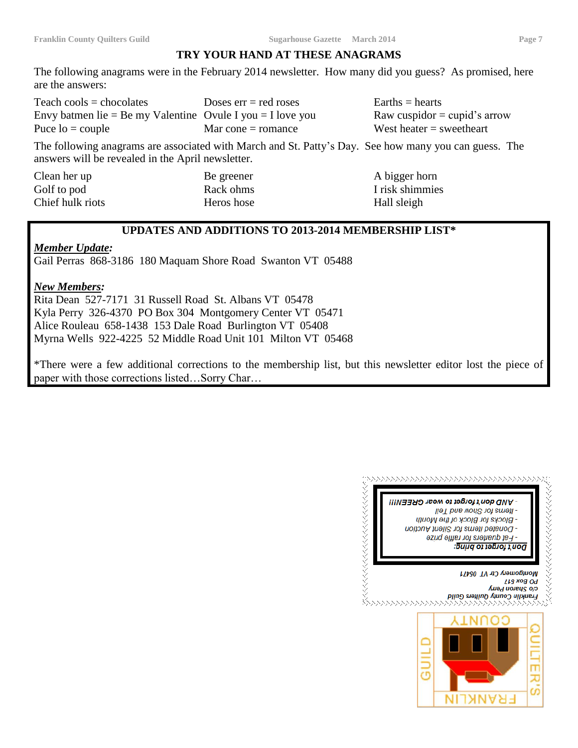## TRY YOUR HAND AT THESE ANAGRAMS

The following anagrams were in the February 2014 newsletter. How many did you guess? As promised, here are the answers:

| | | |
|---|---|---|
| Teach cools = chocolates | Doses err = red roses | Earths = hearts |
| Envy batmen lie = Be my Valentine | Ovule I you = I love you | Raw cuspidor = cupid's arrow |
| Puce lo = couple | Mar cone = romance | West heater = sweetheart |

The following anagrams are associated with March and St. Patty's Day. See how many you can guess. The answers will be revealed in the April newsletter.

| | | |
|---|---|---|
| Clean her up | Be greener | A bigger horn |
| Golf to pod | Rack ohms | I risk shimmies |
| Chief hulk riots | Heros hose | Hall sleigh |

## UPDATES AND ADDITIONS TO 2013-2014 MEMBERSHIP LIST*

***Member Update:***

Gail Perras 868-3186 180 Maquam Shore Road Swanton VT 05488

***New Members:***

Rita Dean 527-7171 31 Russell Road St. Albans VT 05478
Kyla Perry 326-4370 PO Box 304 Montgomery Center VT 05471
Alice Rouleau 658-1438 153 Dale Road Burlington VT 05408
Myrna Wells 922-4225 52 Middle Road Unit 101 Milton VT 05468

*There were a few additional corrections to the membership list, but this newsletter editor lost the piece of paper with those corrections listed…Sorry Char…

***Don't forget to bring:***
- Fat quarters for raffle prize
- Donated items for Silent Auction
- Blocks for Block of the Month
- Items for Show and Tell
- AND don't forget to wear GREEN!!!

Franklin County Quilters Guild
c/o Sharon Perry
PO Box 517
Montgomery Ctr VT 05471

COUNTY QUILTER'S FRANKLIN GUILD